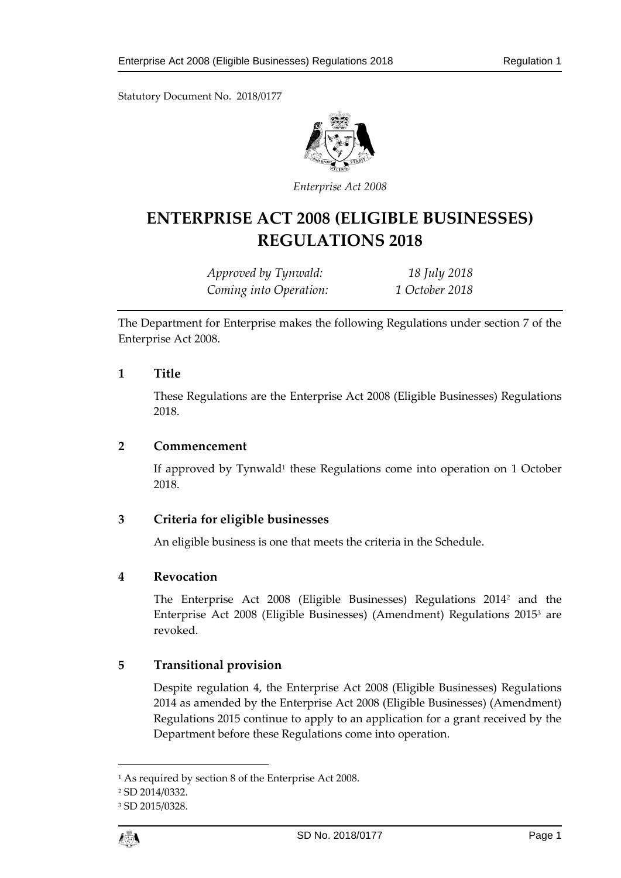Statutory Document No. 2018/0177

*Enterprise Act 2008*

# ENTERPRISE ACT 2008 (ELIGIBLE BUSINESSES) REGULATIONS 2018

| | |
|---|---|
| *Approved by Tynwald:* | *18 July 2018* |
| *Coming into Operation:* | *1 October 2018* |

The Department for Enterprise makes the following Regulations under section 7 of the Enterprise Act 2008.

## 1 Title

These Regulations are the Enterprise Act 2008 (Eligible Businesses) Regulations 2018.

## 2 Commencement

If approved by Tynwald[1] these Regulations come into operation on 1 October 2018.

## 3 Criteria for eligible businesses

An eligible business is one that meets the criteria in the Schedule.

## 4 Revocation

The Enterprise Act 2008 (Eligible Businesses) Regulations 2014[2] and the Enterprise Act 2008 (Eligible Businesses) (Amendment) Regulations 2015[3] are revoked.

## 5 Transitional provision

Despite regulation 4, the Enterprise Act 2008 (Eligible Businesses) Regulations 2014 as amended by the Enterprise Act 2008 (Eligible Businesses) (Amendment) Regulations 2015 continue to apply to an application for a grant received by the Department before these Regulations come into operation.

---

[1] As required by section 8 of the Enterprise Act 2008.

[2] SD 2014/0332.

[3] SD 2015/0328.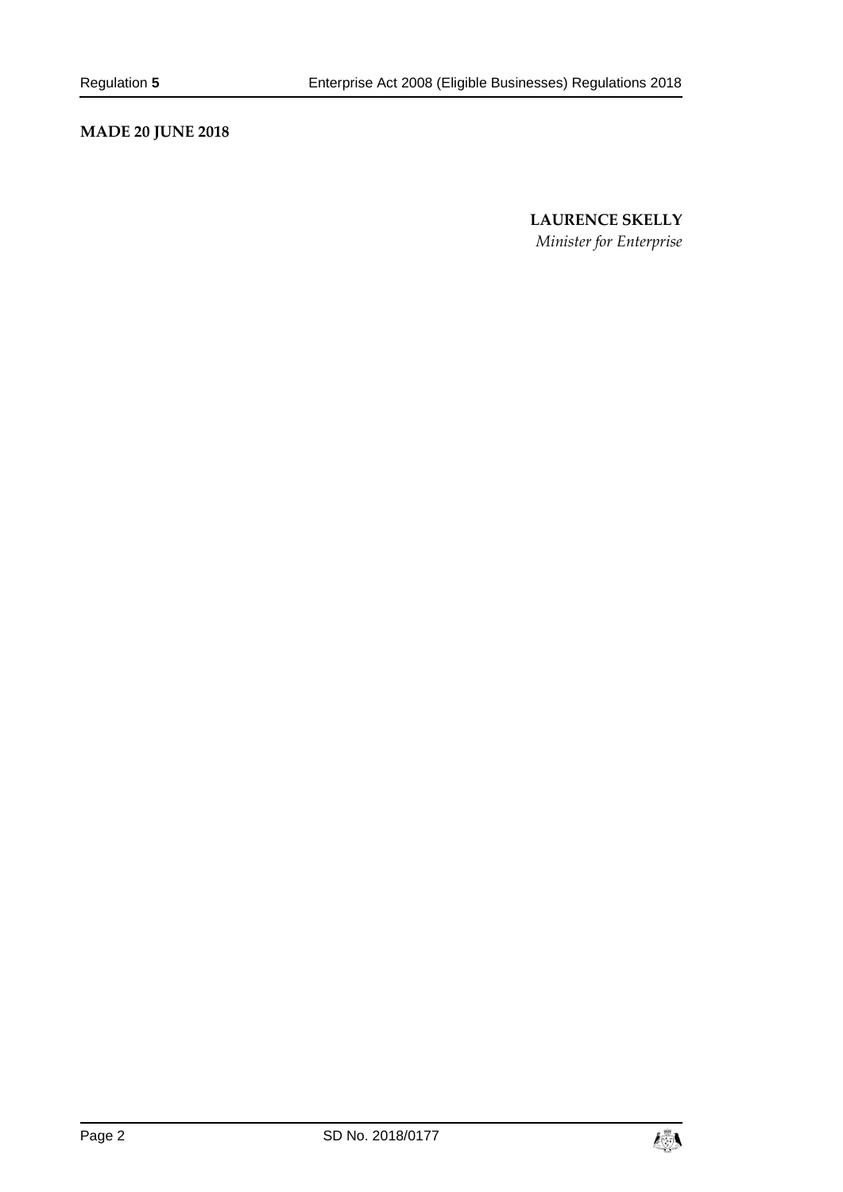**MADE 20 JUNE 2018**

**LAURENCE SKELLY**

*Minister for Enterprise*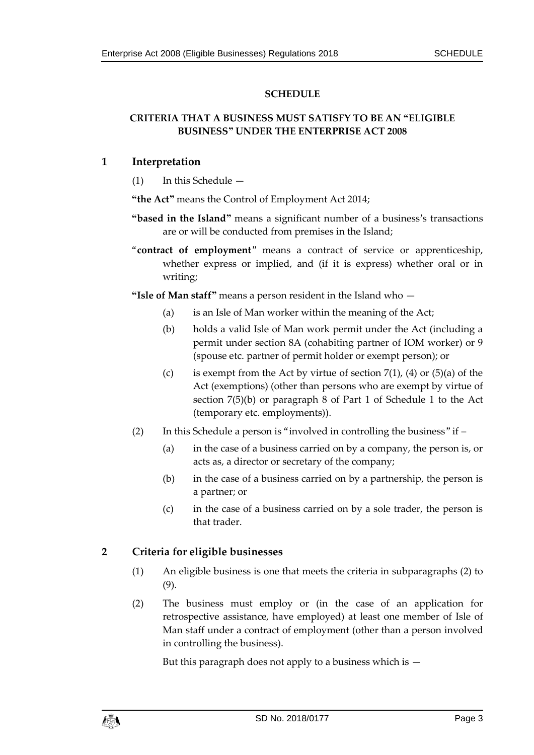# SCHEDULE

## CRITERIA THAT A BUSINESS MUST SATISFY TO BE AN "ELIGIBLE BUSINESS" UNDER THE ENTERPRISE ACT 2008

### 1 Interpretation

(1) In this Schedule —

**"the Act"** means the Control of Employment Act 2014;

**"based in the Island"** means a significant number of a business's transactions are or will be conducted from premises in the Island;

"**contract of employment**" means a contract of service or apprenticeship, whether express or implied, and (if it is express) whether oral or in writing;

**"Isle of Man staff"** means a person resident in the Island who —

(a) is an Isle of Man worker within the meaning of the Act;

(b) holds a valid Isle of Man work permit under the Act (including a permit under section 8A (cohabiting partner of IOM worker) or 9 (spouse etc. partner of permit holder or exempt person); or

(c) is exempt from the Act by virtue of section 7(1), (4) or (5)(a) of the Act (exemptions) (other than persons who are exempt by virtue of section 7(5)(b) or paragraph 8 of Part 1 of Schedule 1 to the Act (temporary etc. employments)).

(2) In this Schedule a person is "involved in controlling the business" if –

(a) in the case of a business carried on by a company, the person is, or acts as, a director or secretary of the company;

(b) in the case of a business carried on by a partnership, the person is a partner; or

(c) in the case of a business carried on by a sole trader, the person is that trader.

### 2 Criteria for eligible businesses

(1) An eligible business is one that meets the criteria in subparagraphs (2) to (9).

(2) The business must employ or (in the case of an application for retrospective assistance, have employed) at least one member of Isle of Man staff under a contract of employment (other than a person involved in controlling the business).

But this paragraph does not apply to a business which is —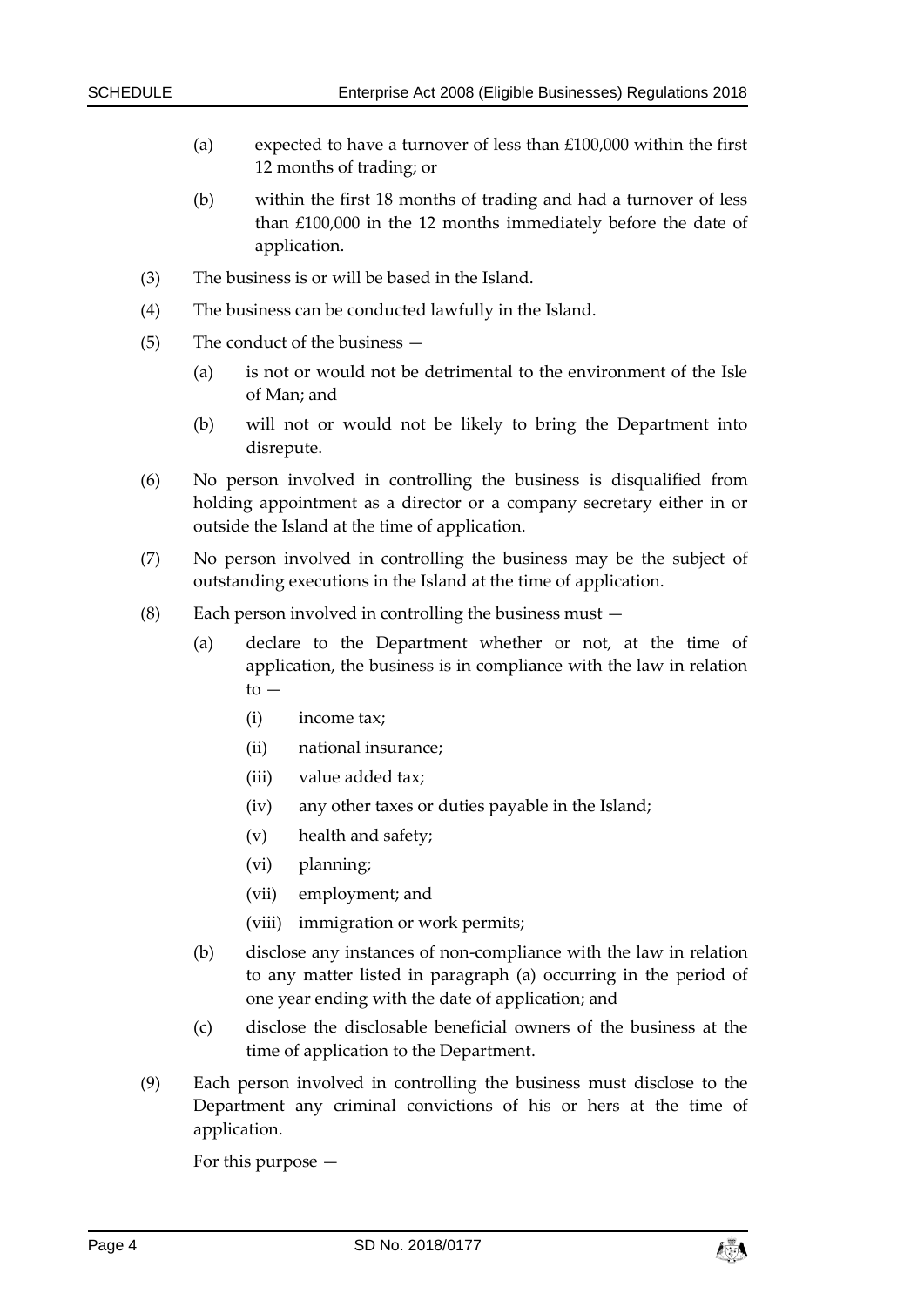(a) expected to have a turnover of less than £100,000 within the first 12 months of trading; or

(b) within the first 18 months of trading and had a turnover of less than £100,000 in the 12 months immediately before the date of application.

(3) The business is or will be based in the Island.

(4) The business can be conducted lawfully in the Island.

(5) The conduct of the business —

(a) is not or would not be detrimental to the environment of the Isle of Man; and

(b) will not or would not be likely to bring the Department into disrepute.

(6) No person involved in controlling the business is disqualified from holding appointment as a director or a company secretary either in or outside the Island at the time of application.

(7) No person involved in controlling the business may be the subject of outstanding executions in the Island at the time of application.

(8) Each person involved in controlling the business must —

(a) declare to the Department whether or not, at the time of application, the business is in compliance with the law in relation to —

(i) income tax;

(ii) national insurance;

(iii) value added tax;

(iv) any other taxes or duties payable in the Island;

(v) health and safety;

(vi) planning;

(vii) employment; and

(viii) immigration or work permits;

(b) disclose any instances of non-compliance with the law in relation to any matter listed in paragraph (a) occurring in the period of one year ending with the date of application; and

(c) disclose the disclosable beneficial owners of the business at the time of application to the Department.

(9) Each person involved in controlling the business must disclose to the Department any criminal convictions of his or hers at the time of application.

For this purpose —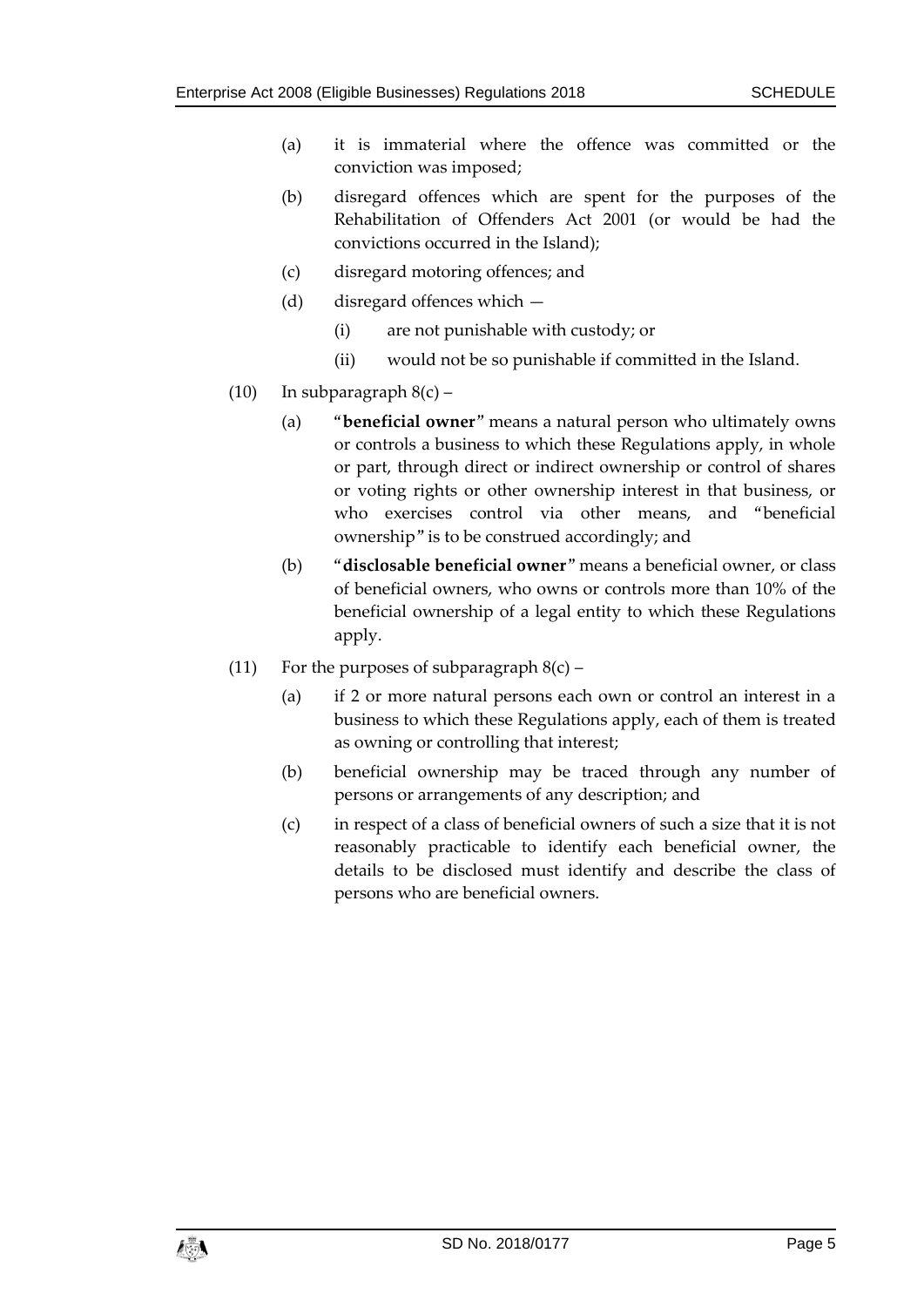(a) it is immaterial where the offence was committed or the conviction was imposed;

(b) disregard offences which are spent for the purposes of the Rehabilitation of Offenders Act 2001 (or would be had the convictions occurred in the Island);

(c) disregard motoring offences; and

(d) disregard offences which —

  (i) are not punishable with custody; or

  (ii) would not be so punishable if committed in the Island.

(10) In subparagraph 8(c) –

(a) "**beneficial owner**" means a natural person who ultimately owns or controls a business to which these Regulations apply, in whole or part, through direct or indirect ownership or control of shares or voting rights or other ownership interest in that business, or who exercises control via other means, and "beneficial ownership" is to be construed accordingly; and

(b) "**disclosable beneficial owner**" means a beneficial owner, or class of beneficial owners, who owns or controls more than 10% of the beneficial ownership of a legal entity to which these Regulations apply.

(11) For the purposes of subparagraph 8(c) –

(a) if 2 or more natural persons each own or control an interest in a business to which these Regulations apply, each of them is treated as owning or controlling that interest;

(b) beneficial ownership may be traced through any number of persons or arrangements of any description; and

(c) in respect of a class of beneficial owners of such a size that it is not reasonably practicable to identify each beneficial owner, the details to be disclosed must identify and describe the class of persons who are beneficial owners.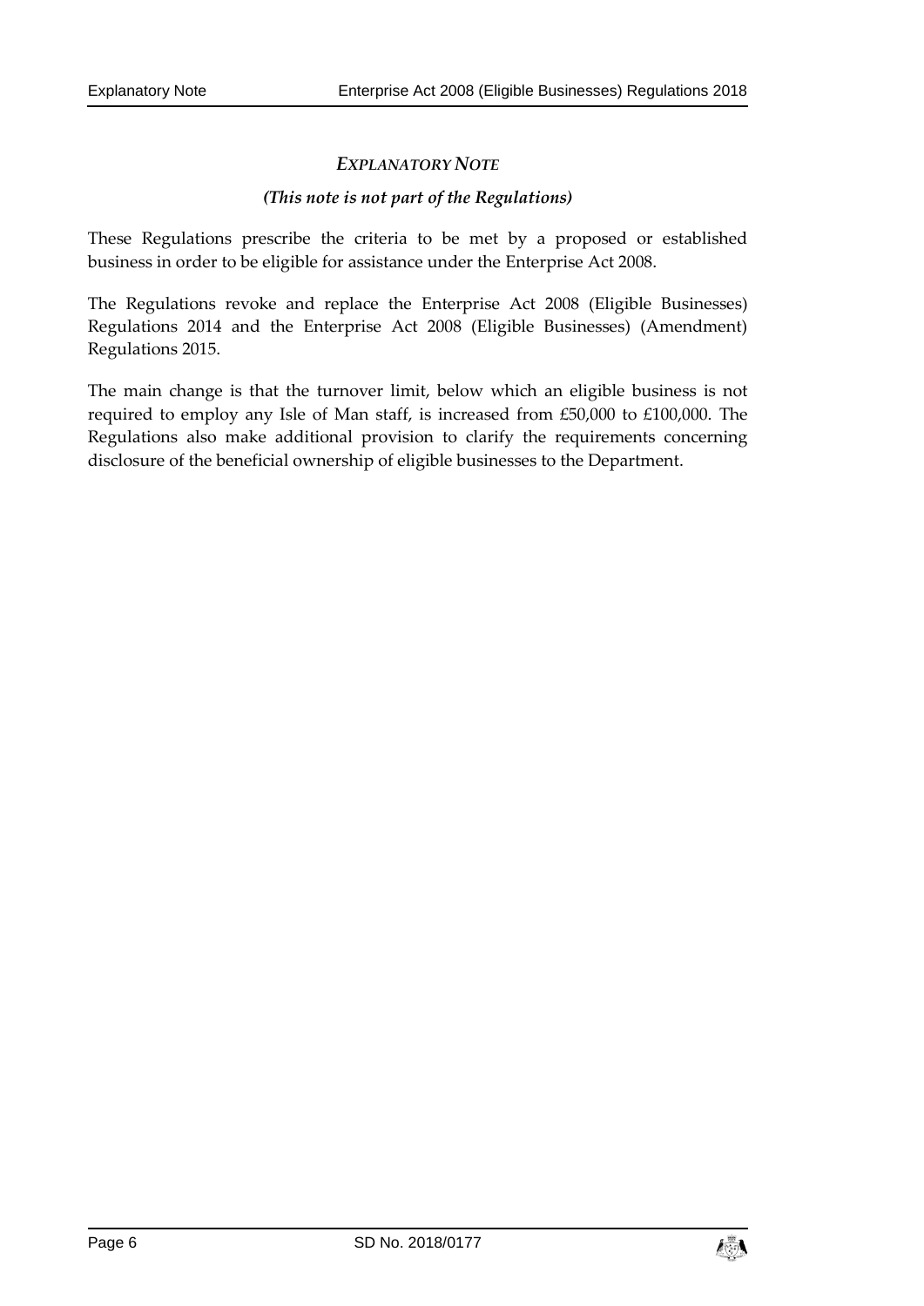## *EXPLANATORY NOTE*

***(This note is not part of the Regulations)***

These Regulations prescribe the criteria to be met by a proposed or established business in order to be eligible for assistance under the Enterprise Act 2008.

The Regulations revoke and replace the Enterprise Act 2008 (Eligible Businesses) Regulations 2014 and the Enterprise Act 2008 (Eligible Businesses) (Amendment) Regulations 2015.

The main change is that the turnover limit, below which an eligible business is not required to employ any Isle of Man staff, is increased from £50,000 to £100,000. The Regulations also make additional provision to clarify the requirements concerning disclosure of the beneficial ownership of eligible businesses to the Department.